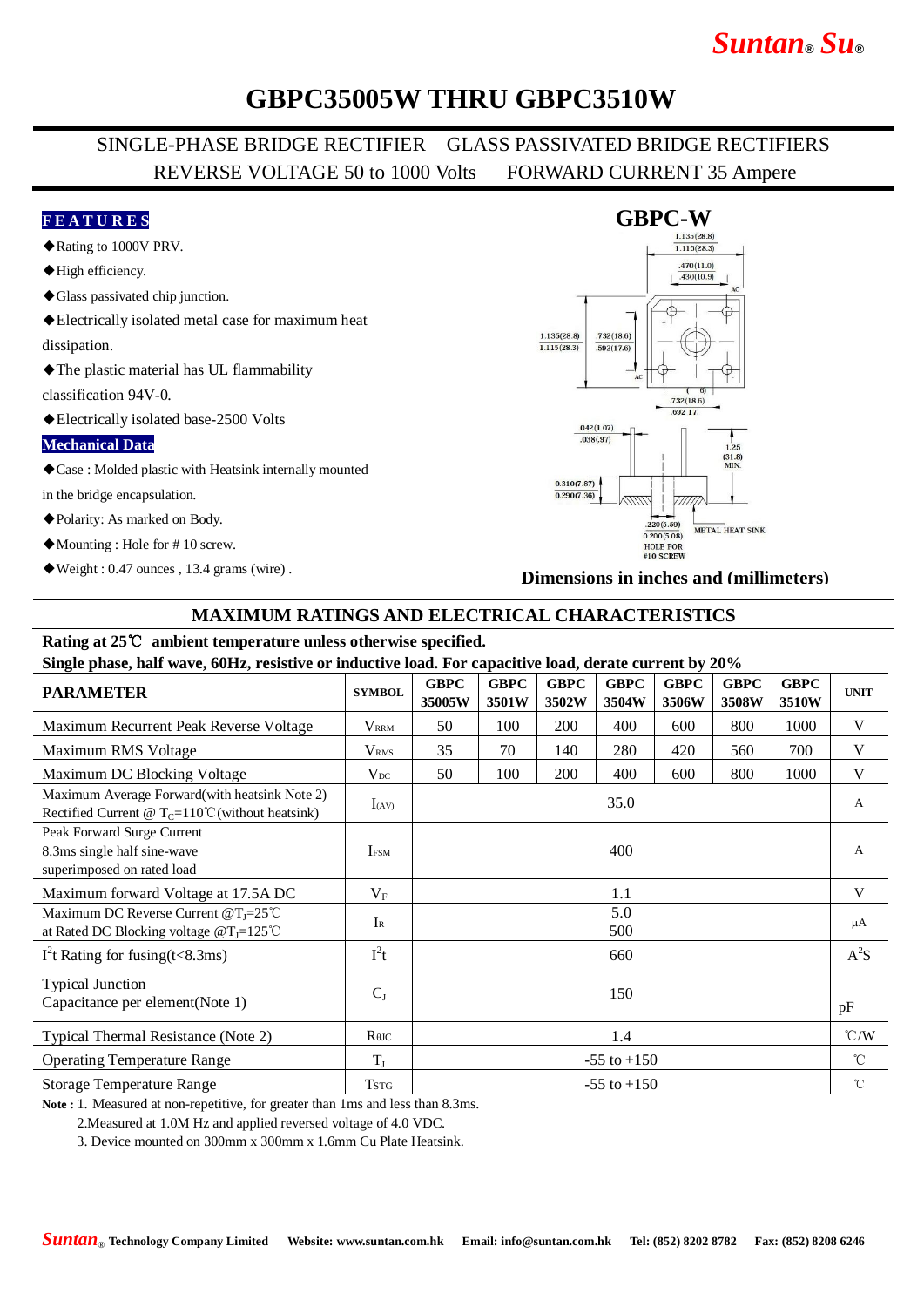# GBPC35005W THRU GBPC3510W

SINGLE-PHASE BRIDGE RECTIFIER GLASS PASSIVATED BRIDGE RECTIFIERS
REVERSE VOLTAGE 50 to 1000 Volts FORWARD CURRENT 35 Ampere

**FEATURES**

- ◆Rating to 1000V PRV.
- ◆High efficiency.
- ◆Glass passivated chip junction.
- ◆Electrically isolated metal case for maximum heat dissipation.
- ◆The plastic material has UL flammability classification 94V-0.
- ◆Electrically isolated base-2500 Volts

**Mechanical Data**

- ◆Case : Molded plastic with Heatsink internally mounted in the bridge encapsulation.
- ◆Polarity: As marked on Body.
- ◆Mounting : Hole for # 10 screw.
- ◆Weight : 0.47 ounces , 13.4 grams (wire) .

**GBPC-W**

Dimensions in inches and (millimeters)

## MAXIMUM RATINGS AND ELECTRICAL CHARACTERISTICS

**Rating at 25℃ ambient temperature unless otherwise specified.**
**Single phase, half wave, 60Hz, resistive or inductive load. For capacitive load, derate current by 20%**

| PARAMETER | SYMBOL | GBPC 35005W | GBPC 3501W | GBPC 3502W | GBPC 3504W | GBPC 3506W | GBPC 3508W | GBPC 3510W | UNIT |
|---|---|---|---|---|---|---|---|---|---|
| Maximum Recurrent Peak Reverse Voltage | $V_{RRM}$ | 50 | 100 | 200 | 400 | 600 | 800 | 1000 | V |
| Maximum RMS Voltage | $V_{RMS}$ | 35 | 70 | 140 | 280 | 420 | 560 | 700 | V |
| Maximum DC Blocking Voltage | $V_{DC}$ | 50 | 100 | 200 | 400 | 600 | 800 | 1000 | V |
| Maximum Average Forward(with heatsink Note 2) Rectified Current @ $T_C$=110℃(without heatsink) | $I_{(AV)}$ | 35.0 | | | | | | | A |
| Peak Forward Surge Current 8.3ms single half sine-wave superimposed on rated load | $I_{FSM}$ | 400 | | | | | | | A |
| Maximum forward Voltage at 17.5A DC | $V_F$ | 1.1 | | | | | | | V |
| Maximum DC Reverse Current @$T_J$=25℃ at Rated DC Blocking voltage @$T_J$=125℃ | $I_R$ | 5.0 / 500 | | | | | | | μA |
| $I^2t$ Rating for fusing(t<8.3ms) | $I^2t$ | 660 | | | | | | | $A^2S$ |
| Typical Junction Capacitance per element(Note 1) | $C_J$ | 150 | | | | | | | pF |
| Typical Thermal Resistance (Note 2) | $R_{\theta JC}$ | 1.4 | | | | | | | ℃/W |
| Operating Temperature Range | $T_J$ | -55 to +150 | | | | | | | ℃ |
| Storage Temperature Range | $T_{STG}$ | -55 to +150 | | | | | | | ℃ |

**Note :** 1. Measured at non-repetitive, for greater than 1ms and less than 8.3ms.
2.Measured at 1.0M Hz and applied reversed voltage of 4.0 VDC.
3. Device mounted on 300mm x 300mm x 1.6mm Cu Plate Heatsink.

Suntan® Technology Company Limited Website: www.suntan.com.hk Email: info@suntan.com.hk Tel: (852) 8202 8782 Fax: (852) 8208 6246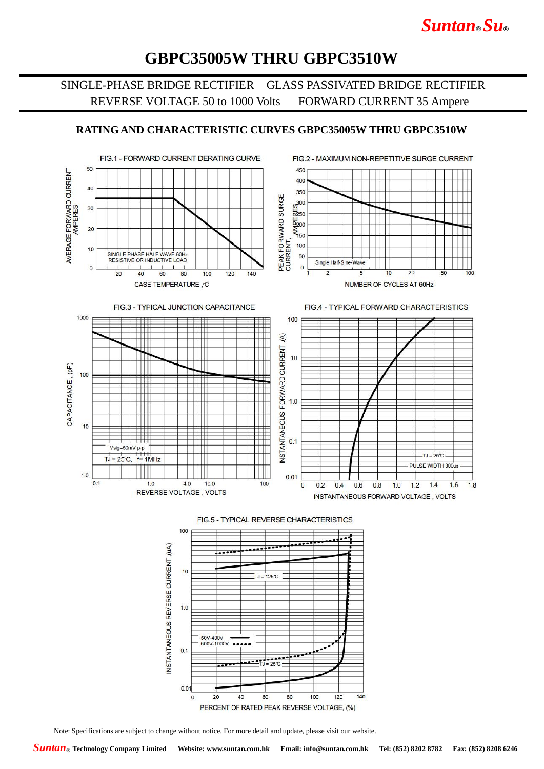# GBPC35005W THRU GBPC3510W

SINGLE-PHASE BRIDGE RECTIFIER  GLASS PASSIVATED BRIDGE RECTIFIER
REVERSE VOLTAGE 50 to 1000 Volts  FORWARD CURRENT 35 Ampere

## RATING AND CHARACTERISTIC CURVES GBPC35005W THRU GBPC3510W

FIG.1 - FORWARD CURRENT DERATING CURVE

AVERAGE FORWARD CURRENT AMPERES

50
40
30
20
10
0

20 40 60 80 100 120 140

CASE TEMPERATURE ,°C

SINGLE PHASE HALF WAVE 60Hz
RESISTIVE OR INDUCTIVE LOAD

FIG.2 - MAXIMUM NON-REPETITIVE SURGE CURRENT

PEAK FORWARD SURGE CURRENT, AMPERES

450
400
350
300
250
200
150
100
50
0

1 2 5 10 20 50 100

NUMBER OF CYCLES AT 60Hz

Single Half-Sine-Wave

FIG.3 - TYPICAL JUNCTION CAPACITANCE

CAPACITANCE , (pF)

1000
100
10
1.0

0.1 1.0 4.0 10.0 100

REVERSE VOLTAGE , VOLTS

Vsig=50mV p-p
TJ = 25℃, f= 1MHz

FIG.4 - TYPICAL FORWARD CHARACTERISTICS

INSTANTANEOUS FORWARD CURRENT ,(A)

100
10
1.0
0.1
0.01

0 0.2 0.4 0.6 0.8 1.0 1.2 1.4 1.6 1.8

INSTANTANEOUS FORWARD VOLTAGE , VOLTS

TJ = 25℃
PULSE WIDTH 300us

FIG.5 - TYPICAL REVERSE CHARACTERISTICS

INSTANTANEOUS REVERSE CURRENT ,(uA)

100
10
1.0
0.1
0.01

0 20 40 60 80 100 120 140

PERCENT OF RATED PEAK REVERSE VOLTAGE, (%)

TJ = 125℃
TJ = 25℃
50V-400V
600V-1000V

Note: Specifications are subject to change without notice. For more detail and update, please visit our website.